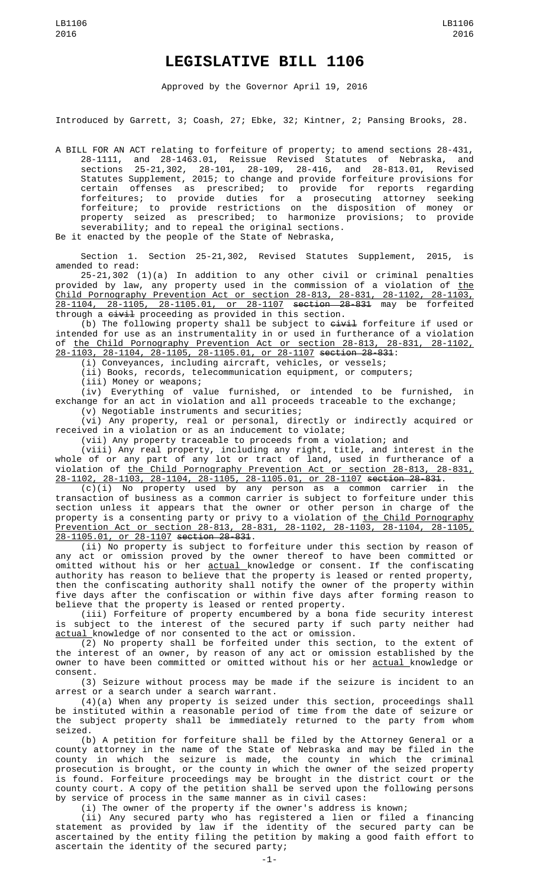# LEGISLATIVE BILL 1106

Approved by the Governor April 19, 2016

Introduced by Garrett, 3; Coash, 27; Ebke, 32; Kintner, 2; Pansing Brooks, 28.

A BILL FOR AN ACT relating to forfeiture of property; to amend sections 28-431, 28-1111, and 28-1463.01, Reissue Revised Statutes of Nebraska, and sections 25-21,302, 28-101, 28-109, 28-416, and 28-813.01, Revised Statutes Supplement, 2015; to change and provide forfeiture provisions for certain offenses as prescribed; to provide for reports regarding forfeitures; to provide duties for a prosecuting attorney seeking forfeiture; to provide restrictions on the disposition of money or property seized as prescribed; to harmonize provisions; to provide severability; and to repeal the original sections.

Be it enacted by the people of the State of Nebraska,

Section 1. Section 25-21,302, Revised Statutes Supplement, 2015, is amended to read:

25-21,302 (1)(a) In addition to any other civil or criminal penalties provided by law, any property used in the commission of a violation of the Child Pornography Prevention Act or section 28-813, 28-831, 28-1102, 28-1103, 28-1104, 28-1105, 28-1105.01, or 28-1107 ~~section 28-831~~ may be forfeited through a ~~civil~~ proceeding as provided in this section.

(b) The following property shall be subject to ~~civil~~ forfeiture if used or intended for use as an instrumentality in or used in furtherance of a violation of the Child Pornography Prevention Act or section 28-813, 28-831, 28-1102, 28-1103, 28-1104, 28-1105, 28-1105.01, or 28-1107 ~~section 28-831~~:

(i) Conveyances, including aircraft, vehicles, or vessels;

(ii) Books, records, telecommunication equipment, or computers;

(iii) Money or weapons;

(iv) Everything of value furnished, or intended to be furnished, in exchange for an act in violation and all proceeds traceable to the exchange;

(v) Negotiable instruments and securities;

(vi) Any property, real or personal, directly or indirectly acquired or received in a violation or as an inducement to violate;

(vii) Any property traceable to proceeds from a violation; and

(viii) Any real property, including any right, title, and interest in the whole of or any part of any lot or tract of land, used in furtherance of a violation of the Child Pornography Prevention Act or section 28-813, 28-831, 28-1102, 28-1103, 28-1104, 28-1105, 28-1105.01, or 28-1107 ~~section 28-831~~.

(c)(i) No property used by any person as a common carrier in the transaction of business as a common carrier is subject to forfeiture under this section unless it appears that the owner or other person in charge of the property is a consenting party or privy to a violation of the Child Pornography Prevention Act or section 28-813, 28-831, 28-1102, 28-1103, 28-1104, 28-1105, 28-1105.01, or 28-1107 ~~section 28-831~~.

(ii) No property is subject to forfeiture under this section by reason of any act or omission proved by the owner thereof to have been committed or omitted without his or her actual knowledge or consent. If the confiscating authority has reason to believe that the property is leased or rented property, then the confiscating authority shall notify the owner of the property within five days after the confiscation or within five days after forming reason to believe that the property is leased or rented property.

(iii) Forfeiture of property encumbered by a bona fide security interest is subject to the interest of the secured party if such party neither had actual knowledge of nor consented to the act or omission.

(2) No property shall be forfeited under this section, to the extent of the interest of an owner, by reason of any act or omission established by the owner to have been committed or omitted without his or her actual knowledge or consent.

(3) Seizure without process may be made if the seizure is incident to an arrest or a search under a search warrant.

(4)(a) When any property is seized under this section, proceedings shall be instituted within a reasonable period of time from the date of seizure or the subject property shall be immediately returned to the party from whom seized.

(b) A petition for forfeiture shall be filed by the Attorney General or a county attorney in the name of the State of Nebraska and may be filed in the county in which the seizure is made, the county in which the criminal prosecution is brought, or the county in which the owner of the seized property is found. Forfeiture proceedings may be brought in the district court or the county court. A copy of the petition shall be served upon the following persons by service of process in the same manner as in civil cases:

(i) The owner of the property if the owner's address is known;

(ii) Any secured party who has registered a lien or filed a financing statement as provided by law if the identity of the secured party can be ascertained by the entity filing the petition by making a good faith effort to ascertain the identity of the secured party;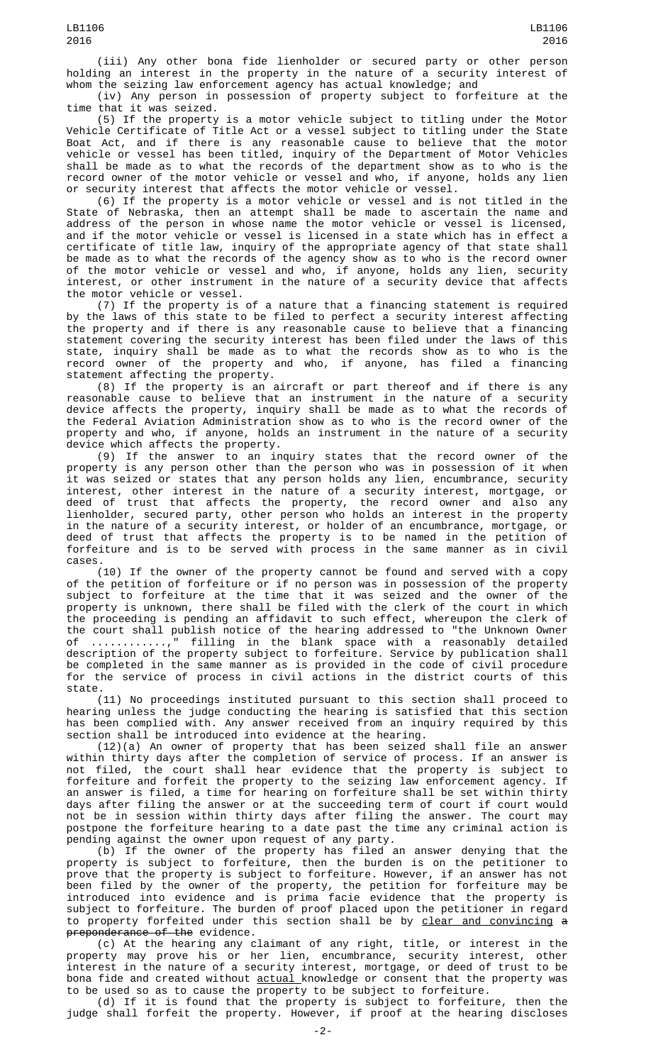(iii) Any other bona fide lienholder or secured party or other person holding an interest in the property in the nature of a security interest of whom the seizing law enforcement agency has actual knowledge; and

(iv) Any person in possession of property subject to forfeiture at the time that it was seized.

(5) If the property is a motor vehicle subject to titling under the Motor Vehicle Certificate of Title Act or a vessel subject to titling under the State Boat Act, and if there is any reasonable cause to believe that the motor vehicle or vessel has been titled, inquiry of the Department of Motor Vehicles shall be made as to what the records of the department show as to who is the record owner of the motor vehicle or vessel and who, if anyone, holds any lien or security interest that affects the motor vehicle or vessel.

(6) If the property is a motor vehicle or vessel and is not titled in the State of Nebraska, then an attempt shall be made to ascertain the name and address of the person in whose name the motor vehicle or vessel is licensed, and if the motor vehicle or vessel is licensed in a state which has in effect a certificate of title law, inquiry of the appropriate agency of that state shall be made as to what the records of the agency show as to who is the record owner of the motor vehicle or vessel and who, if anyone, holds any lien, security interest, or other instrument in the nature of a security device that affects the motor vehicle or vessel.

(7) If the property is of a nature that a financing statement is required by the laws of this state to be filed to perfect a security interest affecting the property and if there is any reasonable cause to believe that a financing statement covering the security interest has been filed under the laws of this state, inquiry shall be made as to what the records show as to who is the record owner of the property and who, if anyone, has filed a financing statement affecting the property.

(8) If the property is an aircraft or part thereof and if there is any reasonable cause to believe that an instrument in the nature of a security device affects the property, inquiry shall be made as to what the records of the Federal Aviation Administration show as to who is the record owner of the property and who, if anyone, holds an instrument in the nature of a security device which affects the property.

(9) If the answer to an inquiry states that the record owner of the property is any person other than the person who was in possession of it when it was seized or states that any person holds any lien, encumbrance, security interest, other interest in the nature of a security interest, mortgage, or deed of trust that affects the property, the record owner and also any lienholder, secured party, other person who holds an interest in the property in the nature of a security interest, or holder of an encumbrance, mortgage, or deed of trust that affects the property is to be named in the petition of forfeiture and is to be served with process in the same manner as in civil cases.

(10) If the owner of the property cannot be found and served with a copy of the petition of forfeiture or if no person was in possession of the property subject to forfeiture at the time that it was seized and the owner of the property is unknown, there shall be filed with the clerk of the court in which the proceeding is pending an affidavit to such effect, whereupon the clerk of the court shall publish notice of the hearing addressed to "the Unknown Owner of ...........," filling in the blank space with a reasonably detailed description of the property subject to forfeiture. Service by publication shall be completed in the same manner as is provided in the code of civil procedure for the service of process in civil actions in the district courts of this state.

(11) No proceedings instituted pursuant to this section shall proceed to hearing unless the judge conducting the hearing is satisfied that this section has been complied with. Any answer received from an inquiry required by this section shall be introduced into evidence at the hearing.

(12)(a) An owner of property that has been seized shall file an answer within thirty days after the completion of service of process. If an answer is not filed, the court shall hear evidence that the property is subject to forfeiture and forfeit the property to the seizing law enforcement agency. If an answer is filed, a time for hearing on forfeiture shall be set within thirty days after filing the answer or at the succeeding term of court if court would not be in session within thirty days after filing the answer. The court may postpone the forfeiture hearing to a date past the time any criminal action is pending against the owner upon request of any party.

(b) If the owner of the property has filed an answer denying that the property is subject to forfeiture, then the burden is on the petitioner to prove that the property is subject to forfeiture. However, if an answer has not been filed by the owner of the property, the petition for forfeiture may be introduced into evidence and is prima facie evidence that the property is subject to forfeiture. The burden of proof placed upon the petitioner in regard to property forfeited under this section shall be by <u>clear and convincing</u> ~~a preponderance of the~~ evidence.

(c) At the hearing any claimant of any right, title, or interest in the property may prove his or her lien, encumbrance, security interest, other interest in the nature of a security interest, mortgage, or deed of trust to be bona fide and created without <u>actual</u> knowledge or consent that the property was to be used so as to cause the property to be subject to forfeiture.

(d) If it is found that the property is subject to forfeiture, then the judge shall forfeit the property. However, if proof at the hearing discloses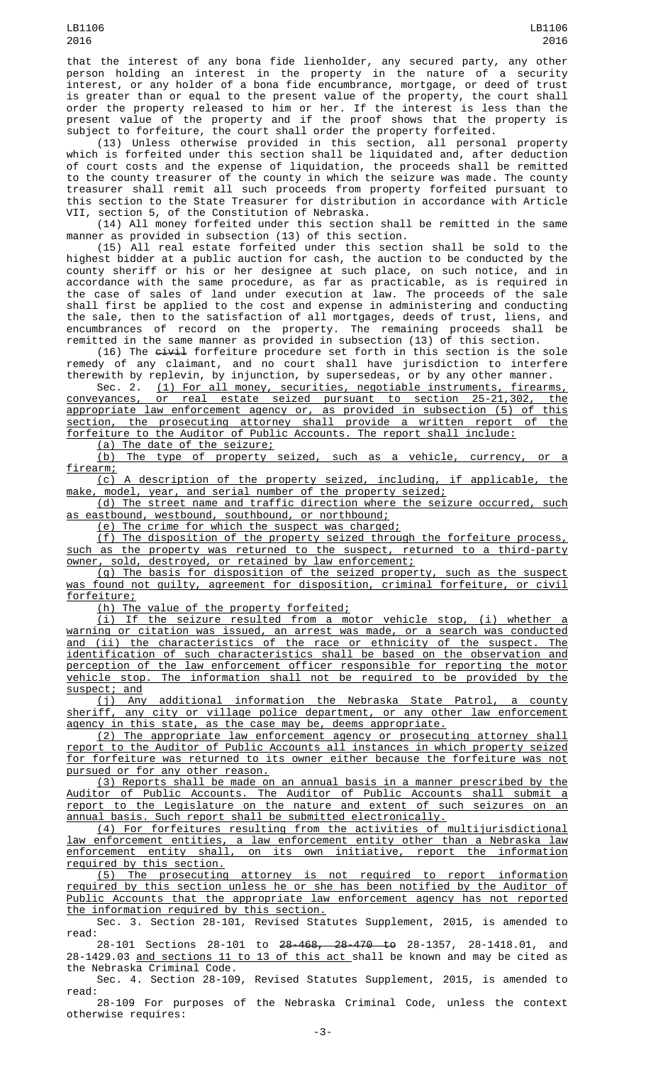that the interest of any bona fide lienholder, any secured party, any other person holding an interest in the property in the nature of a security interest, or any holder of a bona fide encumbrance, mortgage, or deed of trust is greater than or equal to the present value of the property, the court shall order the property released to him or her. If the interest is less than the present value of the property and if the proof shows that the property is subject to forfeiture, the court shall order the property forfeited.

(13) Unless otherwise provided in this section, all personal property which is forfeited under this section shall be liquidated and, after deduction of court costs and the expense of liquidation, the proceeds shall be remitted to the county treasurer of the county in which the seizure was made. The county treasurer shall remit all such proceeds from property forfeited pursuant to this section to the State Treasurer for distribution in accordance with Article VII, section 5, of the Constitution of Nebraska.

(14) All money forfeited under this section shall be remitted in the same manner as provided in subsection (13) of this section.

(15) All real estate forfeited under this section shall be sold to the highest bidder at a public auction for cash, the auction to be conducted by the county sheriff or his or her designee at such place, on such notice, and in accordance with the same procedure, as far as practicable, as is required in the case of sales of land under execution at law. The proceeds of the sale shall first be applied to the cost and expense in administering and conducting the sale, then to the satisfaction of all mortgages, deeds of trust, liens, and encumbrances of record on the property. The remaining proceeds shall be remitted in the same manner as provided in subsection (13) of this section.

(16) The ~~civil~~ forfeiture procedure set forth in this section is the sole remedy of any claimant, and no court shall have jurisdiction to interfere therewith by replevin, by injunction, by supersedeas, or by any other manner.

Sec. 2. (1) For all money, securities, negotiable instruments, firearms, conveyances, or real estate seized pursuant to section 25-21,302, the appropriate law enforcement agency or, as provided in subsection (5) of this section, the prosecuting attorney shall provide a written report of the forfeiture to the Auditor of Public Accounts. The report shall include:

(a) The date of the seizure;

(b) The type of property seized, such as a vehicle, currency, or a firearm;

(c) A description of the property seized, including, if applicable, the make, model, year, and serial number of the property seized;

(d) The street name and traffic direction where the seizure occurred, such as eastbound, westbound, southbound, or northbound;

(e) The crime for which the suspect was charged;

(f) The disposition of the property seized through the forfeiture process, such as the property was returned to the suspect, returned to a third-party owner, sold, destroyed, or retained by law enforcement;

(g) The basis for disposition of the seized property, such as the suspect was found not guilty, agreement for disposition, criminal forfeiture, or civil forfeiture;

(h) The value of the property forfeited;

(i) If the seizure resulted from a motor vehicle stop, (i) whether a warning or citation was issued, an arrest was made, or a search was conducted and (ii) the characteristics of the race or ethnicity of the suspect. The identification of such characteristics shall be based on the observation and perception of the law enforcement officer responsible for reporting the motor vehicle stop. The information shall not be required to be provided by the suspect; and

(j) Any additional information the Nebraska State Patrol, a county sheriff, any city or village police department, or any other law enforcement agency in this state, as the case may be, deems appropriate.

(2) The appropriate law enforcement agency or prosecuting attorney shall report to the Auditor of Public Accounts all instances in which property seized for forfeiture was returned to its owner either because the forfeiture was not pursued or for any other reason.

(3) Reports shall be made on an annual basis in a manner prescribed by the Auditor of Public Accounts. The Auditor of Public Accounts shall submit a report to the Legislature on the nature and extent of such seizures on an annual basis. Such report shall be submitted electronically.

(4) For forfeitures resulting from the activities of multijurisdictional law enforcement entities, a law enforcement entity other than a Nebraska law enforcement entity shall, on its own initiative, report the information required by this section.

(5) The prosecuting attorney is not required to report information required by this section unless he or she has been notified by the Auditor of Public Accounts that the appropriate law enforcement agency has not reported the information required by this section.

Sec. 3. Section 28-101, Revised Statutes Supplement, 2015, is amended to read:

28-101 Sections 28-101 to ~~28-468, 28-470 to~~ 28-1357, 28-1418.01, and 28-1429.03 and sections 11 to 13 of this act shall be known and may be cited as the Nebraska Criminal Code.

Sec. 4. Section 28-109, Revised Statutes Supplement, 2015, is amended to read:

28-109 For purposes of the Nebraska Criminal Code, unless the context otherwise requires: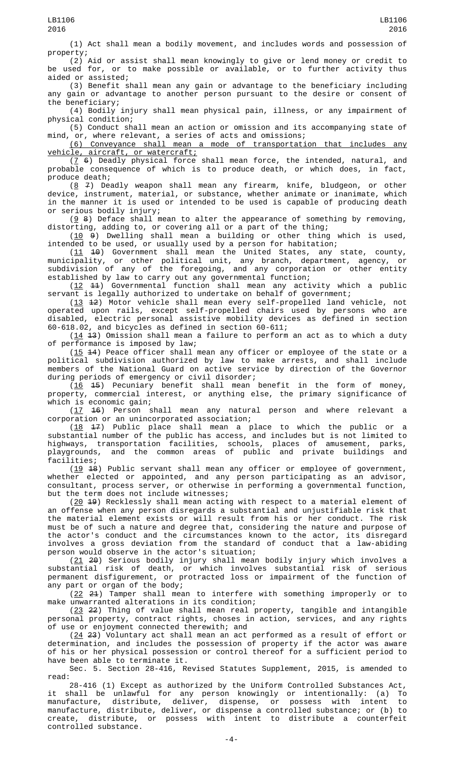(1) Act shall mean a bodily movement, and includes words and possession of property;

(2) Aid or assist shall mean knowingly to give or lend money or credit to be used for, or to make possible or available, or to further activity thus aided or assisted;

(3) Benefit shall mean any gain or advantage to the beneficiary including any gain or advantage to another person pursuant to the desire or consent of the beneficiary;

(4) Bodily injury shall mean physical pain, illness, or any impairment of physical condition;

(5) Conduct shall mean an action or omission and its accompanying state of mind, or, where relevant, a series of acts and omissions;

(6) Conveyance shall mean a mode of transportation that includes any vehicle, aircraft, or watercraft;

(7 6) Deadly physical force shall mean force, the intended, natural, and probable consequence of which is to produce death, or which does, in fact, produce death;

(8 7) Deadly weapon shall mean any firearm, knife, bludgeon, or other device, instrument, material, or substance, whether animate or inanimate, which in the manner it is used or intended to be used is capable of producing death or serious bodily injury;

(9 8) Deface shall mean to alter the appearance of something by removing, distorting, adding to, or covering all or a part of the thing;

(10 9) Dwelling shall mean a building or other thing which is used, intended to be used, or usually used by a person for habitation;

(11 10) Government shall mean the United States, any state, county, municipality, or other political unit, any branch, department, agency, or subdivision of any of the foregoing, and any corporation or other entity established by law to carry out any governmental function;

(12 11) Governmental function shall mean any activity which a public servant is legally authorized to undertake on behalf of government;

(13 12) Motor vehicle shall mean every self-propelled land vehicle, not operated upon rails, except self-propelled chairs used by persons who are disabled, electric personal assistive mobility devices as defined in section 60-618.02, and bicycles as defined in section 60-611;

(14 13) Omission shall mean a failure to perform an act as to which a duty of performance is imposed by law;

(15 14) Peace officer shall mean any officer or employee of the state or a political subdivision authorized by law to make arrests, and shall include members of the National Guard on active service by direction of the Governor during periods of emergency or civil disorder;

(16 15) Pecuniary benefit shall mean benefit in the form of money, property, commercial interest, or anything else, the primary significance of which is economic gain;

(17 16) Person shall mean any natural person and where relevant a corporation or an unincorporated association;

(18 17) Public place shall mean a place to which the public or a substantial number of the public has access, and includes but is not limited to highways, transportation facilities, schools, places of amusement, parks, playgrounds, and the common areas of public and private buildings and facilities;

(19 18) Public servant shall mean any officer or employee of government, whether elected or appointed, and any person participating as an advisor, consultant, process server, or otherwise in performing a governmental function, but the term does not include witnesses;

(20 19) Recklessly shall mean acting with respect to a material element of an offense when any person disregards a substantial and unjustifiable risk that the material element exists or will result from his or her conduct. The risk must be of such a nature and degree that, considering the nature and purpose of the actor's conduct and the circumstances known to the actor, its disregard involves a gross deviation from the standard of conduct that a law-abiding person would observe in the actor's situation;

(21 20) Serious bodily injury shall mean bodily injury which involves a substantial risk of death, or which involves substantial risk of serious permanent disfigurement, or protracted loss or impairment of the function of any part or organ of the body;

(22 21) Tamper shall mean to interfere with something improperly or to make unwarranted alterations in its condition;

(23 22) Thing of value shall mean real property, tangible and intangible personal property, contract rights, choses in action, services, and any rights of use or enjoyment connected therewith; and

(24 23) Voluntary act shall mean an act performed as a result of effort or determination, and includes the possession of property if the actor was aware of his or her physical possession or control thereof for a sufficient period to have been able to terminate it.

Sec. 5. Section 28-416, Revised Statutes Supplement, 2015, is amended to read:

28-416 (1) Except as authorized by the Uniform Controlled Substances Act, it shall be unlawful for any person knowingly or intentionally: (a) To manufacture, distribute, deliver, dispense, or possess with intent to manufacture, distribute, deliver, or dispense a controlled substance; or (b) to create, distribute, or possess with intent to distribute a counterfeit controlled substance.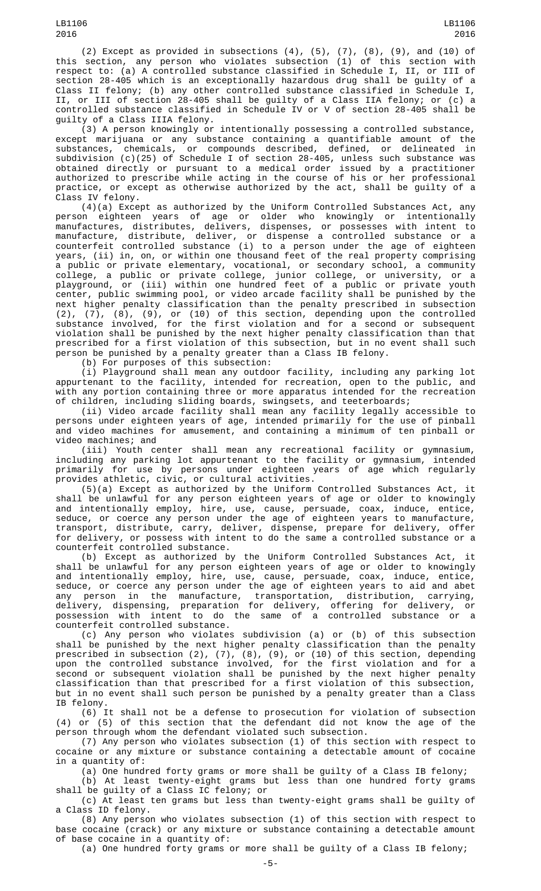(2) Except as provided in subsections (4), (5), (7), (8), (9), and (10) of this section, any person who violates subsection (1) of this section with respect to: (a) A controlled substance classified in Schedule I, II, or III of section 28-405 which is an exceptionally hazardous drug shall be guilty of a Class II felony; (b) any other controlled substance classified in Schedule I, II, or III of section 28-405 shall be guilty of a Class IIA felony; or (c) a controlled substance classified in Schedule IV or V of section 28-405 shall be guilty of a Class IIIA felony.

(3) A person knowingly or intentionally possessing a controlled substance, except marijuana or any substance containing a quantifiable amount of the substances, chemicals, or compounds described, defined, or delineated in subdivision (c)(25) of Schedule I of section 28-405, unless such substance was obtained directly or pursuant to a medical order issued by a practitioner authorized to prescribe while acting in the course of his or her professional practice, or except as otherwise authorized by the act, shall be guilty of a Class IV felony.

(4)(a) Except as authorized by the Uniform Controlled Substances Act, any person eighteen years of age or older who knowingly or intentionally manufactures, distributes, delivers, dispenses, or possesses with intent to manufacture, distribute, deliver, or dispense a controlled substance or a counterfeit controlled substance (i) to a person under the age of eighteen years, (ii) in, on, or within one thousand feet of the real property comprising a public or private elementary, vocational, or secondary school, a community college, a public or private college, junior college, or university, or a playground, or (iii) within one hundred feet of a public or private youth center, public swimming pool, or video arcade facility shall be punished by the next higher penalty classification than the penalty prescribed in subsection (2), (7), (8), (9), or (10) of this section, depending upon the controlled substance involved, for the first violation and for a second or subsequent violation shall be punished by the next higher penalty classification than that prescribed for a first violation of this subsection, but in no event shall such person be punished by a penalty greater than a Class IB felony.

(b) For purposes of this subsection:

(i) Playground shall mean any outdoor facility, including any parking lot appurtenant to the facility, intended for recreation, open to the public, and with any portion containing three or more apparatus intended for the recreation of children, including sliding boards, swingsets, and teeterboards;

(ii) Video arcade facility shall mean any facility legally accessible to persons under eighteen years of age, intended primarily for the use of pinball and video machines for amusement, and containing a minimum of ten pinball or video machines; and

(iii) Youth center shall mean any recreational facility or gymnasium, including any parking lot appurtenant to the facility or gymnasium, intended primarily for use by persons under eighteen years of age which regularly provides athletic, civic, or cultural activities.

(5)(a) Except as authorized by the Uniform Controlled Substances Act, it shall be unlawful for any person eighteen years of age or older to knowingly and intentionally employ, hire, use, cause, persuade, coax, induce, entice, seduce, or coerce any person under the age of eighteen years to manufacture, transport, distribute, carry, deliver, dispense, prepare for delivery, offer for delivery, or possess with intent to do the same a controlled substance or a counterfeit controlled substance.

(b) Except as authorized by the Uniform Controlled Substances Act, it shall be unlawful for any person eighteen years of age or older to knowingly and intentionally employ, hire, use, cause, persuade, coax, induce, entice, seduce, or coerce any person under the age of eighteen years to aid and abet any person in the manufacture, transportation, distribution, carrying, delivery, dispensing, preparation for delivery, offering for delivery, or possession with intent to do the same of a controlled substance or a counterfeit controlled substance.

(c) Any person who violates subdivision (a) or (b) of this subsection shall be punished by the next higher penalty classification than the penalty prescribed in subsection (2), (7), (8), (9), or (10) of this section, depending upon the controlled substance involved, for the first violation and for a second or subsequent violation shall be punished by the next higher penalty classification than that prescribed for a first violation of this subsection, but in no event shall such person be punished by a penalty greater than a Class IB felony.

(6) It shall not be a defense to prosecution for violation of subsection (4) or (5) of this section that the defendant did not know the age of the person through whom the defendant violated such subsection.

(7) Any person who violates subsection (1) of this section with respect to cocaine or any mixture or substance containing a detectable amount of cocaine in a quantity of:

(a) One hundred forty grams or more shall be guilty of a Class IB felony;

(b) At least twenty-eight grams but less than one hundred forty grams shall be guilty of a Class IC felony; or

(c) At least ten grams but less than twenty-eight grams shall be guilty of a Class ID felony.

(8) Any person who violates subsection (1) of this section with respect to base cocaine (crack) or any mixture or substance containing a detectable amount of base cocaine in a quantity of:

(a) One hundred forty grams or more shall be guilty of a Class IB felony;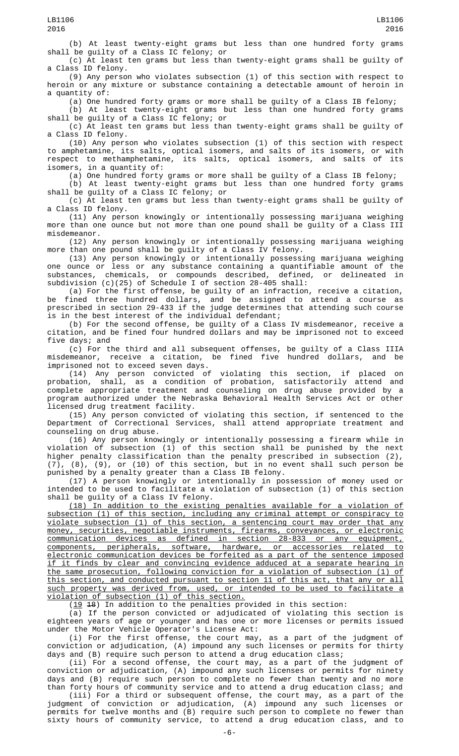(b) At least twenty-eight grams but less than one hundred forty grams shall be guilty of a Class IC felony; or

(c) At least ten grams but less than twenty-eight grams shall be guilty of a Class ID felony.

(9) Any person who violates subsection (1) of this section with respect to heroin or any mixture or substance containing a detectable amount of heroin in a quantity of:

(a) One hundred forty grams or more shall be guilty of a Class IB felony;

(b) At least twenty-eight grams but less than one hundred forty grams shall be guilty of a Class IC felony; or

(c) At least ten grams but less than twenty-eight grams shall be guilty of a Class ID felony.

(10) Any person who violates subsection (1) of this section with respect to amphetamine, its salts, optical isomers, and salts of its isomers, or with respect to methamphetamine, its salts, optical isomers, and salts of its isomers, in a quantity of:

(a) One hundred forty grams or more shall be guilty of a Class IB felony;

(b) At least twenty-eight grams but less than one hundred forty grams shall be guilty of a Class IC felony; or

(c) At least ten grams but less than twenty-eight grams shall be guilty of a Class ID felony.

(11) Any person knowingly or intentionally possessing marijuana weighing more than one ounce but not more than one pound shall be guilty of a Class III misdemeanor.

(12) Any person knowingly or intentionally possessing marijuana weighing more than one pound shall be guilty of a Class IV felony.

(13) Any person knowingly or intentionally possessing marijuana weighing one ounce or less or any substance containing a quantifiable amount of the substances, chemicals, or compounds described, defined, or delineated in subdivision (c)(25) of Schedule I of section 28-405 shall:

(a) For the first offense, be guilty of an infraction, receive a citation, be fined three hundred dollars, and be assigned to attend a course as prescribed in section 29-433 if the judge determines that attending such course is in the best interest of the individual defendant;

(b) For the second offense, be guilty of a Class IV misdemeanor, receive a citation, and be fined four hundred dollars and may be imprisoned not to exceed five days; and

(c) For the third and all subsequent offenses, be guilty of a Class IIIA misdemeanor, receive a citation, be fined five hundred dollars, and be imprisoned not to exceed seven days.

(14) Any person convicted of violating this section, if placed on probation, shall, as a condition of probation, satisfactorily attend and complete appropriate treatment and counseling on drug abuse provided by a program authorized under the Nebraska Behavioral Health Services Act or other licensed drug treatment facility.

(15) Any person convicted of violating this section, if sentenced to the Department of Correctional Services, shall attend appropriate treatment and counseling on drug abuse.

(16) Any person knowingly or intentionally possessing a firearm while in violation of subsection (1) of this section shall be punished by the next higher penalty classification than the penalty prescribed in subsection (2), (7), (8), (9), or (10) of this section, but in no event shall such person be punished by a penalty greater than a Class IB felony.

(17) A person knowingly or intentionally in possession of money used or intended to be used to facilitate a violation of subsection (1) of this section shall be guilty of a Class IV felony.

<u>(18) In addition to the existing penalties available for a violation of subsection (1) of this section, including any criminal attempt or conspiracy to violate subsection (1) of this section, a sentencing court may order that any money, securities, negotiable instruments, firearms, conveyances, or electronic communication devices as defined in section 28-833 or any equipment, components, peripherals, software, hardware, or accessories related to electronic communication devices be forfeited as a part of the sentence imposed if it finds by clear and convincing evidence adduced at a separate hearing in the same prosecution, following conviction for a violation of subsection (1) of this section, and conducted pursuant to section 11 of this act, that any or all such property was derived from, used, or intended to be used to facilitate a violation of subsection (1) of this section.</u>

(<u>19</u> ~~18~~) In addition to the penalties provided in this section:

(a) If the person convicted or adjudicated of violating this section is eighteen years of age or younger and has one or more licenses or permits issued under the Motor Vehicle Operator's License Act:

(i) For the first offense, the court may, as a part of the judgment of conviction or adjudication, (A) impound any such licenses or permits for thirty days and (B) require such person to attend a drug education class;

(ii) For a second offense, the court may, as a part of the judgment of conviction or adjudication, (A) impound any such licenses or permits for ninety days and (B) require such person to complete no fewer than twenty and no more than forty hours of community service and to attend a drug education class; and

(iii) For a third or subsequent offense, the court may, as a part of the judgment of conviction or adjudication, (A) impound any such licenses or permits for twelve months and (B) require such person to complete no fewer than sixty hours of community service, to attend a drug education class, and to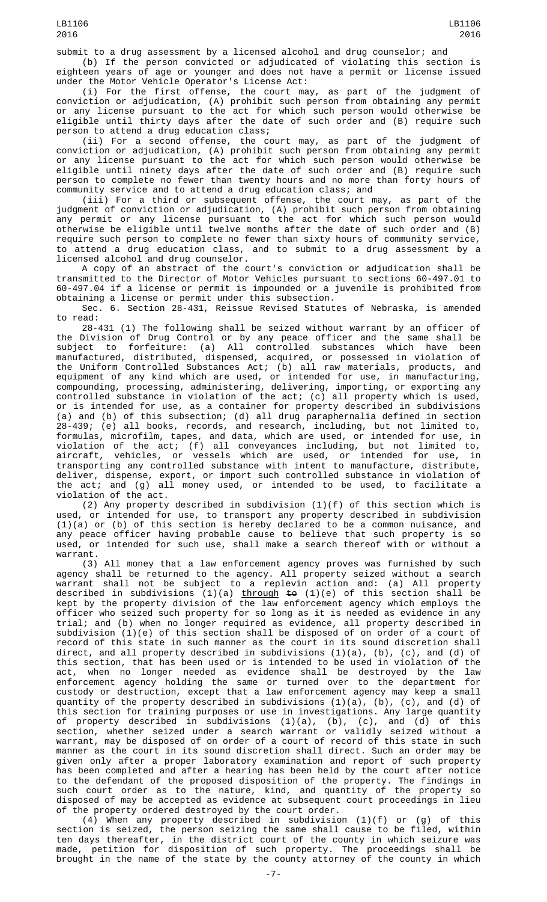submit to a drug assessment by a licensed alcohol and drug counselor; and

(b) If the person convicted or adjudicated of violating this section is eighteen years of age or younger and does not have a permit or license issued under the Motor Vehicle Operator's License Act:

(i) For the first offense, the court may, as part of the judgment of conviction or adjudication, (A) prohibit such person from obtaining any permit or any license pursuant to the act for which such person would otherwise be eligible until thirty days after the date of such order and (B) require such person to attend a drug education class;

(ii) For a second offense, the court may, as part of the judgment of conviction or adjudication, (A) prohibit such person from obtaining any permit or any license pursuant to the act for which such person would otherwise be eligible until ninety days after the date of such order and (B) require such person to complete no fewer than twenty hours and no more than forty hours of community service and to attend a drug education class; and

(iii) For a third or subsequent offense, the court may, as part of the judgment of conviction or adjudication, (A) prohibit such person from obtaining any permit or any license pursuant to the act for which such person would otherwise be eligible until twelve months after the date of such order and (B) require such person to complete no fewer than sixty hours of community service, to attend a drug education class, and to submit to a drug assessment by a licensed alcohol and drug counselor.

A copy of an abstract of the court's conviction or adjudication shall be transmitted to the Director of Motor Vehicles pursuant to sections 60-497.01 to 60-497.04 if a license or permit is impounded or a juvenile is prohibited from obtaining a license or permit under this subsection.

Sec. 6. Section 28-431, Reissue Revised Statutes of Nebraska, is amended to read:

28-431 (1) The following shall be seized without warrant by an officer of the Division of Drug Control or by any peace officer and the same shall be subject to forfeiture: (a) All controlled substances which have been manufactured, distributed, dispensed, acquired, or possessed in violation of the Uniform Controlled Substances Act; (b) all raw materials, products, and equipment of any kind which are used, or intended for use, in manufacturing, compounding, processing, administering, delivering, importing, or exporting any controlled substance in violation of the act; (c) all property which is used, or is intended for use, as a container for property described in subdivisions (a) and (b) of this subsection; (d) all drug paraphernalia defined in section 28-439; (e) all books, records, and research, including, but not limited to, formulas, microfilm, tapes, and data, which are used, or intended for use, in violation of the act; (f) all conveyances including, but not limited to, aircraft, vehicles, or vessels which are used, or intended for use, in transporting any controlled substance with intent to manufacture, distribute, deliver, dispense, export, or import such controlled substance in violation of the act; and (g) all money used, or intended to be used, to facilitate a violation of the act.

(2) Any property described in subdivision (1)(f) of this section which is used, or intended for use, to transport any property described in subdivision (1)(a) or (b) of this section is hereby declared to be a common nuisance, and any peace officer having probable cause to believe that such property is so used, or intended for such use, shall make a search thereof with or without a warrant.

(3) All money that a law enforcement agency proves was furnished by such agency shall be returned to the agency. All property seized without a search warrant shall not be subject to a replevin action and: (a) All property described in subdivisions (1)(a) through ~~to~~ (1)(e) of this section shall be kept by the property division of the law enforcement agency which employs the officer who seized such property for so long as it is needed as evidence in any trial; and (b) when no longer required as evidence, all property described in subdivision (1)(e) of this section shall be disposed of on order of a court of record of this state in such manner as the court in its sound discretion shall direct, and all property described in subdivisions (1)(a), (b), (c), and (d) of this section, that has been used or is intended to be used in violation of the act, when no longer needed as evidence shall be destroyed by the law enforcement agency holding the same or turned over to the department for custody or destruction, except that a law enforcement agency may keep a small quantity of the property described in subdivisions (1)(a), (b), (c), and (d) of this section for training purposes or use in investigations. Any large quantity of property described in subdivisions (1)(a), (b), (c), and (d) of this section, whether seized under a search warrant or validly seized without a warrant, may be disposed of on order of a court of record of this state in such manner as the court in its sound discretion shall direct. Such an order may be given only after a proper laboratory examination and report of such property has been completed and after a hearing has been held by the court after notice to the defendant of the proposed disposition of the property. The findings in such court order as to the nature, kind, and quantity of the property so disposed of may be accepted as evidence at subsequent court proceedings in lieu of the property ordered destroyed by the court order.

(4) When any property described in subdivision (1)(f) or (g) of this section is seized, the person seizing the same shall cause to be filed, within ten days thereafter, in the district court of the county in which seizure was made, petition for disposition of such property. The proceedings shall be brought in the name of the state by the county attorney of the county in which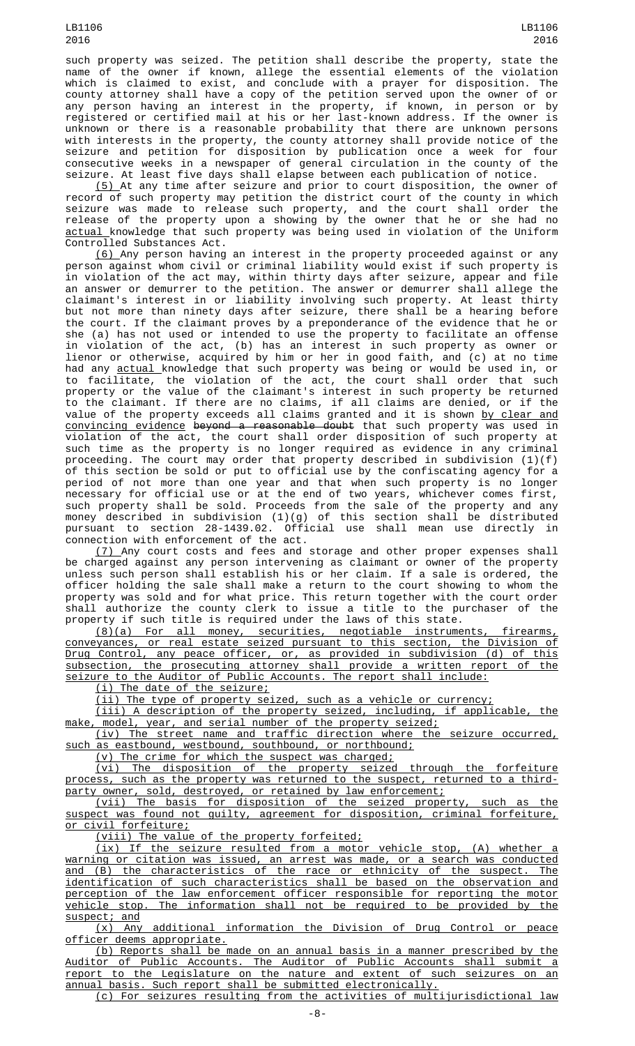such property was seized. The petition shall describe the property, state the name of the owner if known, allege the essential elements of the violation which is claimed to exist, and conclude with a prayer for disposition. The county attorney shall have a copy of the petition served upon the owner of or any person having an interest in the property, if known, in person or by registered or certified mail at his or her last-known address. If the owner is unknown or there is a reasonable probability that there are unknown persons with interests in the property, the county attorney shall provide notice of the seizure and petition for disposition by publication once a week for four consecutive weeks in a newspaper of general circulation in the county of the seizure. At least five days shall elapse between each publication of notice.

(5) At any time after seizure and prior to court disposition, the owner of record of such property may petition the district court of the county in which seizure was made to release such property, and the court shall order the release of the property upon a showing by the owner that he or she had no actual knowledge that such property was being used in violation of the Uniform Controlled Substances Act.

(6) Any person having an interest in the property proceeded against or any person against whom civil or criminal liability would exist if such property is in violation of the act may, within thirty days after seizure, appear and file an answer or demurrer to the petition. The answer or demurrer shall allege the claimant's interest in or liability involving such property. At least thirty but not more than ninety days after seizure, there shall be a hearing before the court. If the claimant proves by a preponderance of the evidence that he or she (a) has not used or intended to use the property to facilitate an offense in violation of the act, (b) has an interest in such property as owner or lienor or otherwise, acquired by him or her in good faith, and (c) at no time had any actual knowledge that such property was being or would be used in, or to facilitate, the violation of the act, the court shall order that such property or the value of the claimant's interest in such property be returned to the claimant. If there are no claims, if all claims are denied, or if the value of the property exceeds all claims granted and it is shown by clear and convincing evidence ~~beyond a reasonable doubt~~ that such property was used in violation of the act, the court shall order disposition of such property at such time as the property is no longer required as evidence in any criminal proceeding. The court may order that property described in subdivision (1)(f) of this section be sold or put to official use by the confiscating agency for a period of not more than one year and that when such property is no longer necessary for official use or at the end of two years, whichever comes first, such property shall be sold. Proceeds from the sale of the property and any money described in subdivision (1)(g) of this section shall be distributed pursuant to section 28-1439.02. Official use shall mean use directly in connection with enforcement of the act.

(7) Any court costs and fees and storage and other proper expenses shall be charged against any person intervening as claimant or owner of the property unless such person shall establish his or her claim. If a sale is ordered, the officer holding the sale shall make a return to the court showing to whom the property was sold and for what price. This return together with the court order shall authorize the county clerk to issue a title to the purchaser of the property if such title is required under the laws of this state.

(8)(a) For all money, securities, negotiable instruments, firearms, conveyances, or real estate seized pursuant to this section, the Division of Drug Control, any peace officer, or, as provided in subdivision (d) of this subsection, the prosecuting attorney shall provide a written report of the seizure to the Auditor of Public Accounts. The report shall include:

(i) The date of the seizure;

(ii) The type of property seized, such as a vehicle or currency;

(iii) A description of the property seized, including, if applicable, the make, model, year, and serial number of the property seized;

(iv) The street name and traffic direction where the seizure occurred, such as eastbound, westbound, southbound, or northbound;

(v) The crime for which the suspect was charged;

(vi) The disposition of the property seized through the forfeiture process, such as the property was returned to the suspect, returned to a third-party owner, sold, destroyed, or retained by law enforcement;

(vii) The basis for disposition of the seized property, such as the suspect was found not guilty, agreement for disposition, criminal forfeiture, or civil forfeiture;

(viii) The value of the property forfeited;

(ix) If the seizure resulted from a motor vehicle stop, (A) whether a warning or citation was issued, an arrest was made, or a search was conducted and (B) the characteristics of the race or ethnicity of the suspect. The identification of such characteristics shall be based on the observation and perception of the law enforcement officer responsible for reporting the motor vehicle stop. The information shall not be required to be provided by the suspect; and

(x) Any additional information the Division of Drug Control or peace officer deems appropriate.

(b) Reports shall be made on an annual basis in a manner prescribed by the Auditor of Public Accounts. The Auditor of Public Accounts shall submit a report to the Legislature on the nature and extent of such seizures on an annual basis. Such report shall be submitted electronically.

(c) For seizures resulting from the activities of multijurisdictional law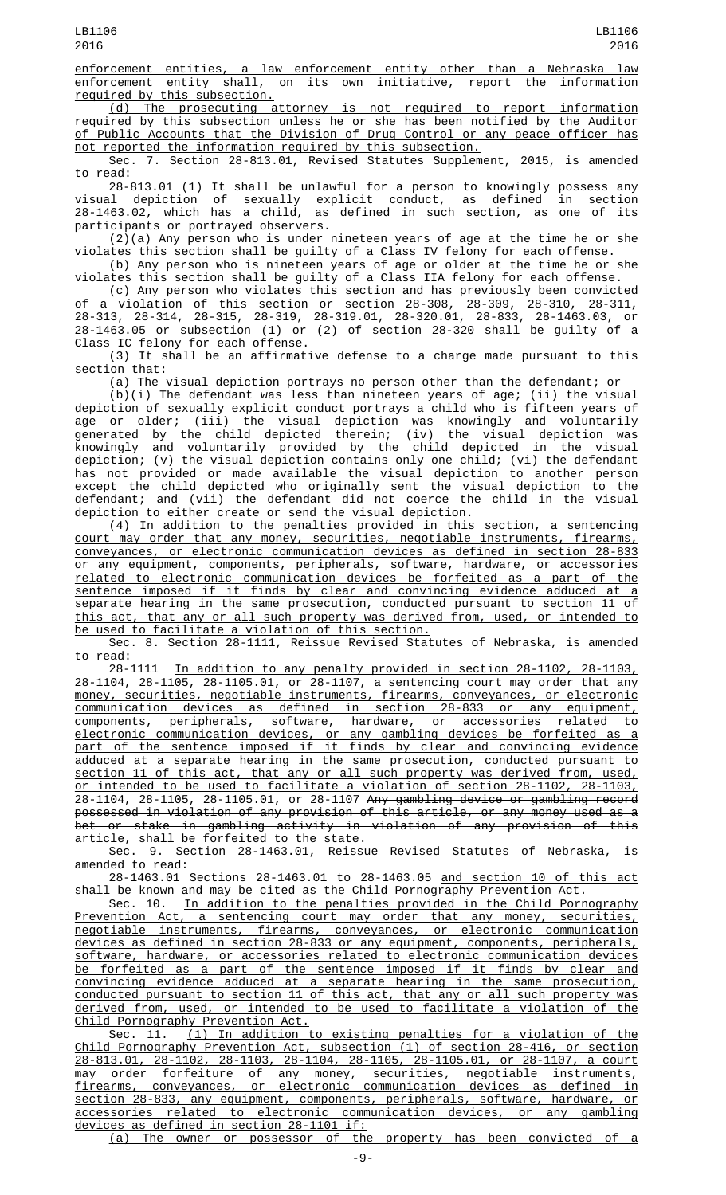enforcement entities, a law enforcement entity other than a Nebraska law enforcement entity shall, on its own initiative, report the information required by this subsection.

(d) The prosecuting attorney is not required to report information required by this subsection unless he or she has been notified by the Auditor of Public Accounts that the Division of Drug Control or any peace officer has not reported the information required by this subsection.

Sec. 7. Section 28-813.01, Revised Statutes Supplement, 2015, is amended to read:

28-813.01 (1) It shall be unlawful for a person to knowingly possess any visual depiction of sexually explicit conduct, as defined in section 28-1463.02, which has a child, as defined in such section, as one of its participants or portrayed observers.

(2)(a) Any person who is under nineteen years of age at the time he or she violates this section shall be guilty of a Class IV felony for each offense.

(b) Any person who is nineteen years of age or older at the time he or she violates this section shall be guilty of a Class IIA felony for each offense.

(c) Any person who violates this section and has previously been convicted of a violation of this section or section 28-308, 28-309, 28-310, 28-311, 28-313, 28-314, 28-315, 28-319, 28-319.01, 28-320.01, 28-833, 28-1463.03, or 28-1463.05 or subsection (1) or (2) of section 28-320 shall be guilty of a Class IC felony for each offense.

(3) It shall be an affirmative defense to a charge made pursuant to this section that:

(a) The visual depiction portrays no person other than the defendant; or

(b)(i) The defendant was less than nineteen years of age; (ii) the visual depiction of sexually explicit conduct portrays a child who is fifteen years of age or older; (iii) the visual depiction was knowingly and voluntarily generated by the child depicted therein; (iv) the visual depiction was knowingly and voluntarily provided by the child depicted in the visual depiction; (v) the visual depiction contains only one child; (vi) the defendant has not provided or made available the visual depiction to another person except the child depicted who originally sent the visual depiction to the defendant; and (vii) the defendant did not coerce the child in the visual depiction to either create or send the visual depiction.

(4) In addition to the penalties provided in this section, a sentencing court may order that any money, securities, negotiable instruments, firearms, conveyances, or electronic communication devices as defined in section 28-833 or any equipment, components, peripherals, software, hardware, or accessories related to electronic communication devices be forfeited as a part of the sentence imposed if it finds by clear and convincing evidence adduced at a separate hearing in the same prosecution, conducted pursuant to section 11 of this act, that any or all such property was derived from, used, or intended to be used to facilitate a violation of this section.

Sec. 8. Section 28-1111, Reissue Revised Statutes of Nebraska, is amended to read:

28-1111 In addition to any penalty provided in section 28-1102, 28-1103, 28-1104, 28-1105, 28-1105.01, or 28-1107, a sentencing court may order that any money, securities, negotiable instruments, firearms, conveyances, or electronic communication devices as defined in section 28-833 or any equipment, components, peripherals, software, hardware, or accessories related to electronic communication devices, or any gambling devices be forfeited as a part of the sentence imposed if it finds by clear and convincing evidence adduced at a separate hearing in the same prosecution, conducted pursuant to section 11 of this act, that any or all such property was derived from, used, or intended to be used to facilitate a violation of section 28-1102, 28-1103, 28-1104, 28-1105, 28-1105.01, or 28-1107 ~~Any gambling device or gambling record possessed in violation of any provision of this article, or any money used as a bet or stake in gambling activity in violation of any provision of this article, shall be forfeited to the state~~.

Sec. 9. Section 28-1463.01, Reissue Revised Statutes of Nebraska, is amended to read:

28-1463.01 Sections 28-1463.01 to 28-1463.05 and section 10 of this act shall be known and may be cited as the Child Pornography Prevention Act.

Sec. 10. In addition to the penalties provided in the Child Pornography Prevention Act, a sentencing court may order that any money, securities, negotiable instruments, firearms, conveyances, or electronic communication devices as defined in section 28-833 or any equipment, components, peripherals, software, hardware, or accessories related to electronic communication devices be forfeited as a part of the sentence imposed if it finds by clear and convincing evidence adduced at a separate hearing in the same prosecution, conducted pursuant to section 11 of this act, that any or all such property was derived from, used, or intended to be used to facilitate a violation of the Child Pornography Prevention Act.

Sec. 11. (1) In addition to existing penalties for a violation of the Child Pornography Prevention Act, subsection (1) of section 28-416, or section 28-813.01, 28-1102, 28-1103, 28-1104, 28-1105, 28-1105.01, or 28-1107, a court may order forfeiture of any money, securities, negotiable instruments, firearms, conveyances, or electronic communication devices as defined in section 28-833, any equipment, components, peripherals, software, hardware, or accessories related to electronic communication devices, or any gambling devices as defined in section 28-1101 if:

(a) The owner or possessor of the property has been convicted of a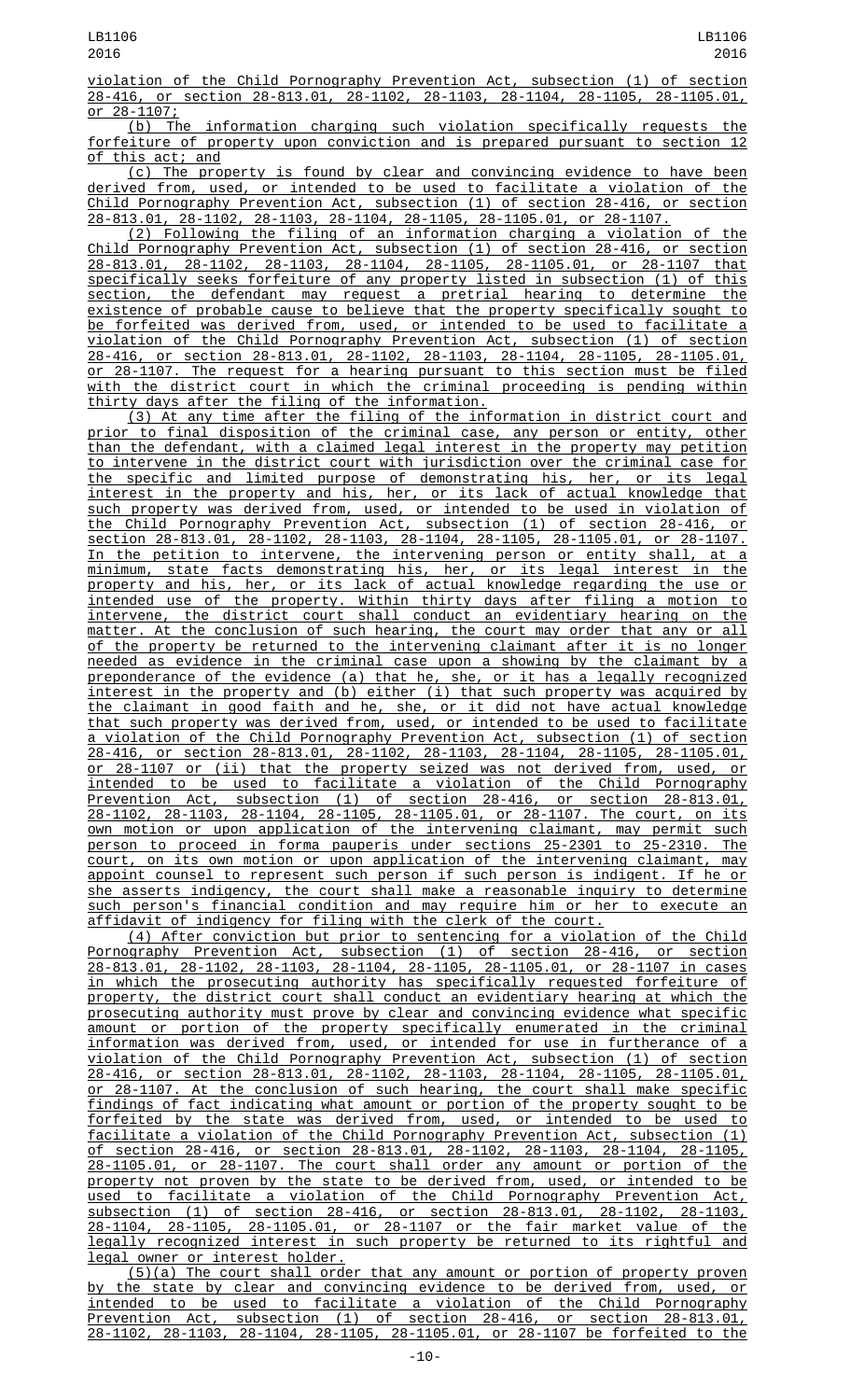violation of the Child Pornography Prevention Act, subsection (1) of section 28-416, or section 28-813.01, 28-1102, 28-1103, 28-1104, 28-1105, 28-1105.01, or 28-1107;

(b) The information charging such violation specifically requests the forfeiture of property upon conviction and is prepared pursuant to section 12 of this act; and

(c) The property is found by clear and convincing evidence to have been derived from, used, or intended to be used to facilitate a violation of the Child Pornography Prevention Act, subsection (1) of section 28-416, or section 28-813.01, 28-1102, 28-1103, 28-1104, 28-1105, 28-1105.01, or 28-1107.

(2) Following the filing of an information charging a violation of the Child Pornography Prevention Act, subsection (1) of section 28-416, or section 28-813.01, 28-1102, 28-1103, 28-1104, 28-1105, 28-1105.01, or 28-1107 that specifically seeks forfeiture of any property listed in subsection (1) of this section, the defendant may request a pretrial hearing to determine the existence of probable cause to believe that the property specifically sought to be forfeited was derived from, used, or intended to be used to facilitate a violation of the Child Pornography Prevention Act, subsection (1) of section 28-416, or section 28-813.01, 28-1102, 28-1103, 28-1104, 28-1105, 28-1105.01, or 28-1107. The request for a hearing pursuant to this section must be filed with the district court in which the criminal proceeding is pending within thirty days after the filing of the information.

(3) At any time after the filing of the information in district court and prior to final disposition of the criminal case, any person or entity, other than the defendant, with a claimed legal interest in the property may petition to intervene in the district court with jurisdiction over the criminal case for the specific and limited purpose of demonstrating his, her, or its legal interest in the property and his, her, or its lack of actual knowledge that such property was derived from, used, or intended to be used in violation of the Child Pornography Prevention Act, subsection (1) of section 28-416, or section 28-813.01, 28-1102, 28-1103, 28-1104, 28-1105, 28-1105.01, or 28-1107. In the petition to intervene, the intervening person or entity shall, at a minimum, state facts demonstrating his, her, or its legal interest in the property and his, her, or its lack of actual knowledge regarding the use or intended use of the property. Within thirty days after filing a motion to intervene, the district court shall conduct an evidentiary hearing on the matter. At the conclusion of such hearing, the court may order that any or all of the property be returned to the intervening claimant after it is no longer needed as evidence in the criminal case upon a showing by the claimant by a preponderance of the evidence (a) that he, she, or it has a legally recognized interest in the property and (b) either (i) that such property was acquired by the claimant in good faith and he, she, or it did not have actual knowledge that such property was derived from, used, or intended to be used to facilitate a violation of the Child Pornography Prevention Act, subsection (1) of section 28-416, or section 28-813.01, 28-1102, 28-1103, 28-1104, 28-1105, 28-1105.01, or 28-1107 or (ii) that the property seized was not derived from, used, or intended to be used to facilitate a violation of the Child Pornography Prevention Act, subsection (1) of section 28-416, or section 28-813.01, 28-1102, 28-1103, 28-1104, 28-1105, 28-1105.01, or 28-1107. The court, on its own motion or upon application of the intervening claimant, may permit such person to proceed in forma pauperis under sections 25-2301 to 25-2310. The court, on its own motion or upon application of the intervening claimant, may appoint counsel to represent such person if such person is indigent. If he or she asserts indigency, the court shall make a reasonable inquiry to determine such person's financial condition and may require him or her to execute an affidavit of indigency for filing with the clerk of the court.

(4) After conviction but prior to sentencing for a violation of the Child Pornography Prevention Act, subsection (1) of section 28-416, or section 28-813.01, 28-1102, 28-1103, 28-1104, 28-1105, 28-1105.01, or 28-1107 in cases in which the prosecuting authority has specifically requested forfeiture of property, the district court shall conduct an evidentiary hearing at which the prosecuting authority must prove by clear and convincing evidence what specific amount or portion of the property specifically enumerated in the criminal information was derived from, used, or intended for use in furtherance of a violation of the Child Pornography Prevention Act, subsection (1) of section 28-416, or section 28-813.01, 28-1102, 28-1103, 28-1104, 28-1105, 28-1105.01, or 28-1107. At the conclusion of such hearing, the court shall make specific findings of fact indicating what amount or portion of the property sought to be forfeited by the state was derived from, used, or intended to be used to facilitate a violation of the Child Pornography Prevention Act, subsection (1) of section 28-416, or section 28-813.01, 28-1102, 28-1103, 28-1104, 28-1105, 28-1105.01, or 28-1107. The court shall order any amount or portion of the property not proven by the state to be derived from, used, or intended to be used to facilitate a violation of the Child Pornography Prevention Act, subsection (1) of section 28-416, or section 28-813.01, 28-1102, 28-1103, 28-1104, 28-1105, 28-1105.01, or 28-1107 or the fair market value of the legally recognized interest in such property be returned to its rightful and legal owner or interest holder.

(5)(a) The court shall order that any amount or portion of property proven by the state by clear and convincing evidence to be derived from, used, or intended to be used to facilitate a violation of the Child Pornography Prevention Act, subsection (1) of section 28-416, or section 28-813.01, 28-1102, 28-1103, 28-1104, 28-1105, 28-1105.01, or 28-1107 be forfeited to the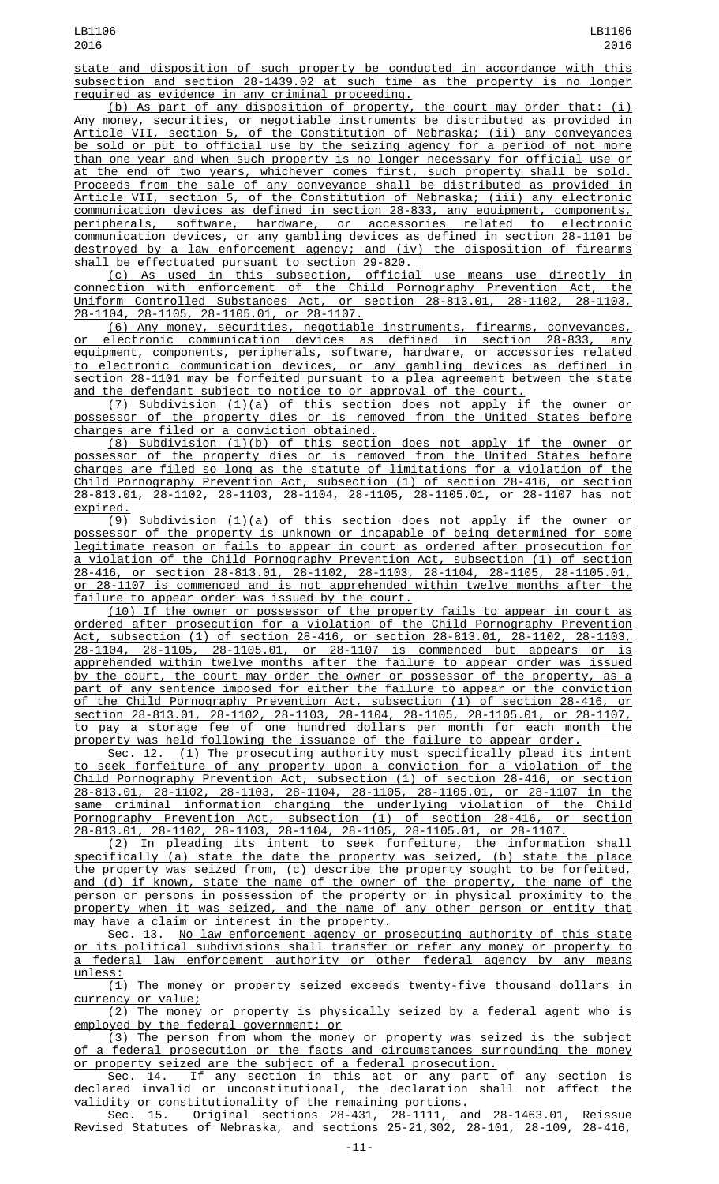state and disposition of such property be conducted in accordance with this subsection and section 28-1439.02 at such time as the property is no longer required as evidence in any criminal proceeding.

(b) As part of any disposition of property, the court may order that: (i) Any money, securities, or negotiable instruments be distributed as provided in Article VII, section 5, of the Constitution of Nebraska; (ii) any conveyances be sold or put to official use by the seizing agency for a period of not more than one year and when such property is no longer necessary for official use or at the end of two years, whichever comes first, such property shall be sold. Proceeds from the sale of any conveyance shall be distributed as provided in Article VII, section 5, of the Constitution of Nebraska; (iii) any electronic communication devices as defined in section 28-833, any equipment, components, peripherals, software, hardware, or accessories related to electronic communication devices, or any gambling devices as defined in section 28-1101 be destroyed by a law enforcement agency; and (iv) the disposition of firearms shall be effectuated pursuant to section 29-820.

(c) As used in this subsection, official use means use directly in connection with enforcement of the Child Pornography Prevention Act, the Uniform Controlled Substances Act, or section 28-813.01, 28-1102, 28-1103, 28-1104, 28-1105, 28-1105.01, or 28-1107.

(6) Any money, securities, negotiable instruments, firearms, conveyances, or electronic communication devices as defined in section 28-833, any equipment, components, peripherals, software, hardware, or accessories related to electronic communication devices, or any gambling devices as defined in section 28-1101 may be forfeited pursuant to a plea agreement between the state and the defendant subject to notice to or approval of the court.

(7) Subdivision (1)(a) of this section does not apply if the owner or possessor of the property dies or is removed from the United States before charges are filed or a conviction obtained.

(8) Subdivision (1)(b) of this section does not apply if the owner or possessor of the property dies or is removed from the United States before charges are filed so long as the statute of limitations for a violation of the Child Pornography Prevention Act, subsection (1) of section 28-416, or section 28-813.01, 28-1102, 28-1103, 28-1104, 28-1105, 28-1105.01, or 28-1107 has not expired.

(9) Subdivision (1)(a) of this section does not apply if the owner or possessor of the property is unknown or incapable of being determined for some legitimate reason or fails to appear in court as ordered after prosecution for a violation of the Child Pornography Prevention Act, subsection (1) of section 28-416, or section 28-813.01, 28-1102, 28-1103, 28-1104, 28-1105, 28-1105.01, or 28-1107 is commenced and is not apprehended within twelve months after the failure to appear order was issued by the court.

(10) If the owner or possessor of the property fails to appear in court as ordered after prosecution for a violation of the Child Pornography Prevention Act, subsection (1) of section 28-416, or section 28-813.01, 28-1102, 28-1103, 28-1104, 28-1105, 28-1105.01, or 28-1107 is commenced but appears or is apprehended within twelve months after the failure to appear order was issued by the court, the court may order the owner or possessor of the property, as a part of any sentence imposed for either the failure to appear or the conviction of the Child Pornography Prevention Act, subsection (1) of section 28-416, or section 28-813.01, 28-1102, 28-1103, 28-1104, 28-1105, 28-1105.01, or 28-1107, to pay a storage fee of one hundred dollars per month for each month the property was held following the issuance of the failure to appear order.

Sec. 12. (1) The prosecuting authority must specifically plead its intent to seek forfeiture of any property upon a conviction for a violation of the Child Pornography Prevention Act, subsection (1) of section 28-416, or section 28-813.01, 28-1102, 28-1103, 28-1104, 28-1105, 28-1105.01, or 28-1107 in the same criminal information charging the underlying violation of the Child Pornography Prevention Act, subsection (1) of section 28-416, or section 28-813.01, 28-1102, 28-1103, 28-1104, 28-1105, 28-1105.01, or 28-1107.

(2) In pleading its intent to seek forfeiture, the information shall specifically (a) state the date the property was seized, (b) state the place the property was seized from, (c) describe the property sought to be forfeited, and (d) if known, state the name of the owner of the property, the name of the person or persons in possession of the property or in physical proximity to the property when it was seized, and the name of any other person or entity that may have a claim or interest in the property.

Sec. 13. No law enforcement agency or prosecuting authority of this state or its political subdivisions shall transfer or refer any money or property to a federal law enforcement authority or other federal agency by any means unless:

(1) The money or property seized exceeds twenty-five thousand dollars in currency or value;

(2) The money or property is physically seized by a federal agent who is employed by the federal government; or

(3) The person from whom the money or property was seized is the subject of a federal prosecution or the facts and circumstances surrounding the money or property seized are the subject of a federal prosecution.

Sec. 14. If any section in this act or any part of any section is declared invalid or unconstitutional, the declaration shall not affect the validity or constitutionality of the remaining portions.

Sec. 15. Original sections 28-431, 28-1111, and 28-1463.01, Reissue Revised Statutes of Nebraska, and sections 25-21,302, 28-101, 28-109, 28-416,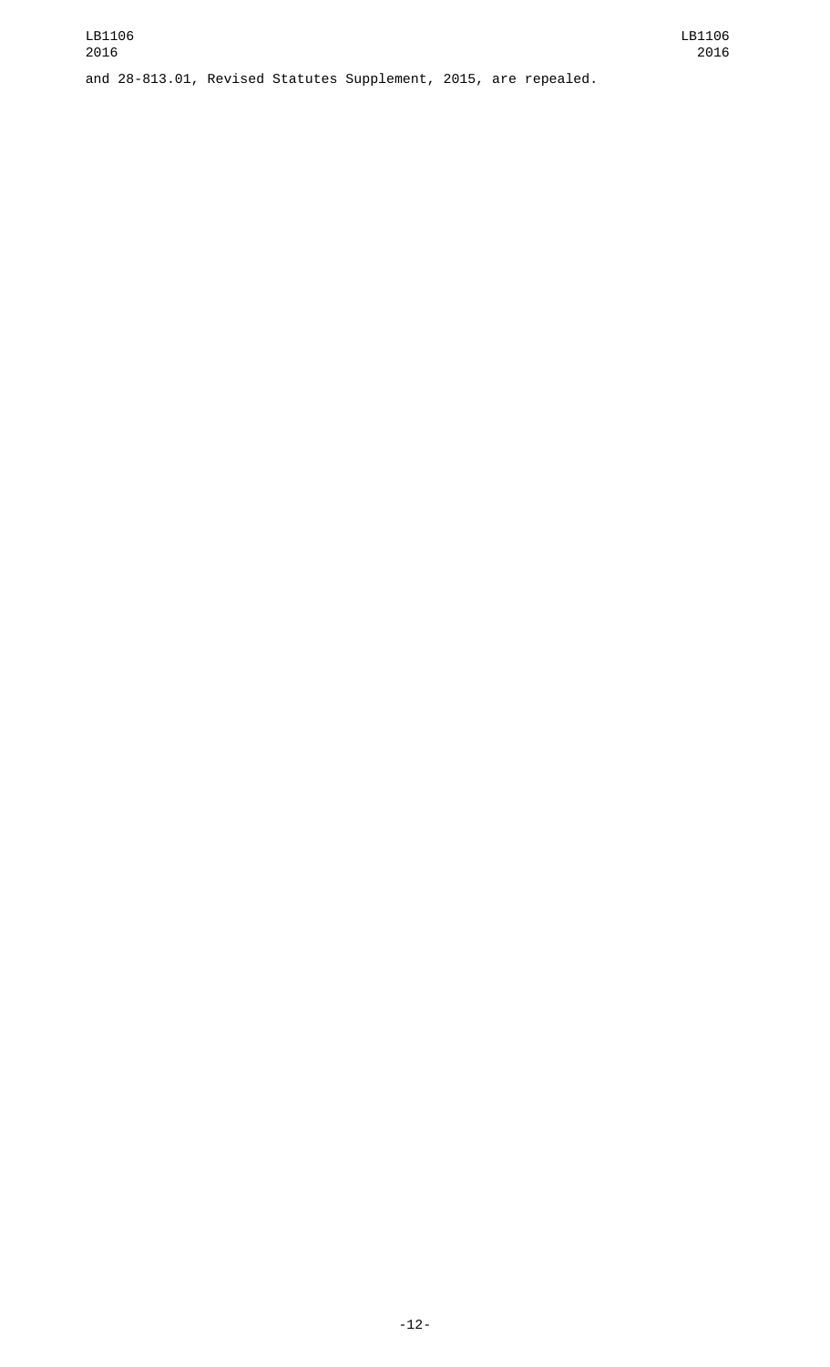and 28-813.01, Revised Statutes Supplement, 2015, are repealed.